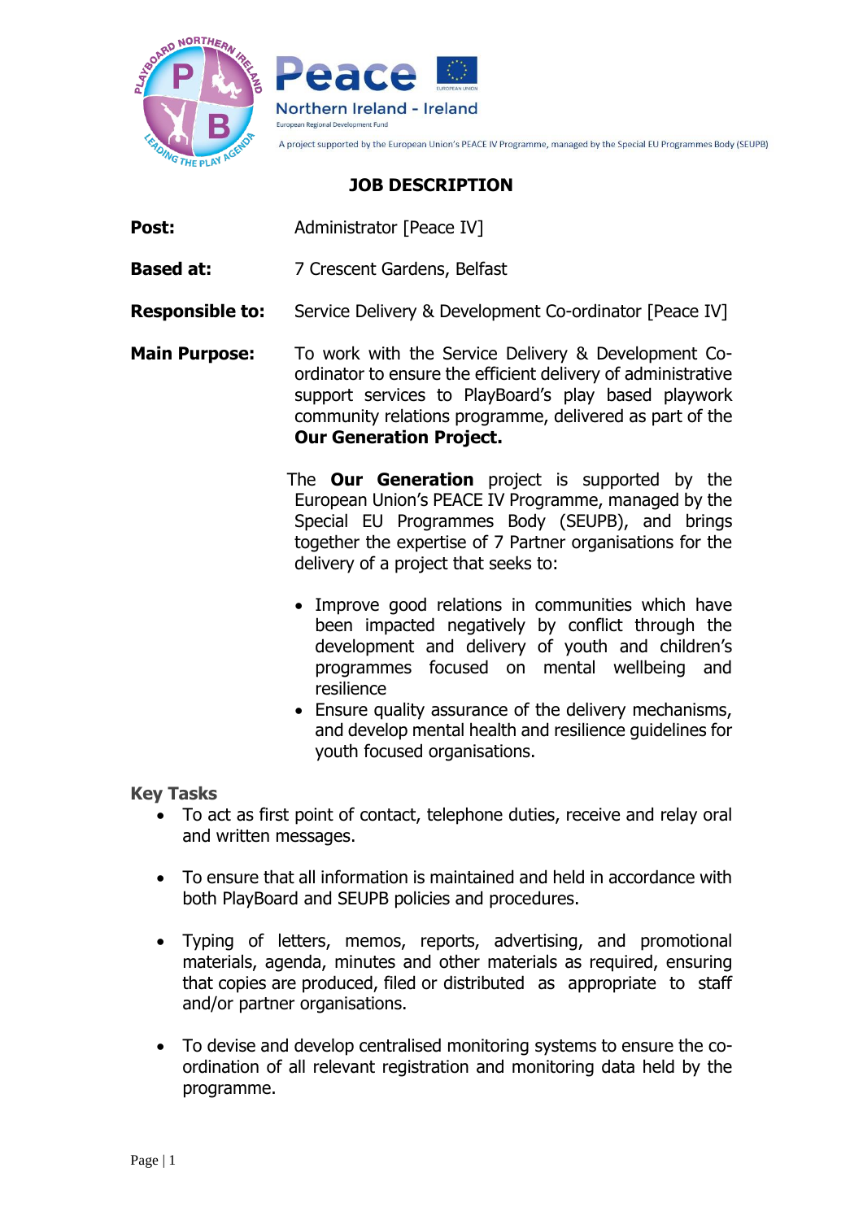A project supported by the European Union's PEACE IV Programme, managed by the Special EU Programmes Body (SEUPB)

# JOB DESCRIPTION

**Post:** Administrator [Peace IV]

**Based at:** 7 Crescent Gardens, Belfast

**Responsible to:** Service Delivery & Development Co-ordinator [Peace IV]

**Main Purpose:** To work with the Service Delivery & Development Co-ordinator to ensure the efficient delivery of administrative support services to PlayBoard's play based playwork community relations programme, delivered as part of the **Our Generation Project.**

The **Our Generation** project is supported by the European Union's PEACE IV Programme, managed by the Special EU Programmes Body (SEUPB), and brings together the expertise of 7 Partner organisations for the delivery of a project that seeks to:

- Improve good relations in communities which have been impacted negatively by conflict through the development and delivery of youth and children's programmes focused on mental wellbeing and resilience
- Ensure quality assurance of the delivery mechanisms, and develop mental health and resilience guidelines for youth focused organisations.

## Key Tasks

- To act as first point of contact, telephone duties, receive and relay oral and written messages.
- To ensure that all information is maintained and held in accordance with both PlayBoard and SEUPB policies and procedures.
- Typing of letters, memos, reports, advertising, and promotional materials, agenda, minutes and other materials as required, ensuring that copies are produced, filed or distributed as appropriate to staff and/or partner organisations.
- To devise and develop centralised monitoring systems to ensure the co-ordination of all relevant registration and monitoring data held by the programme.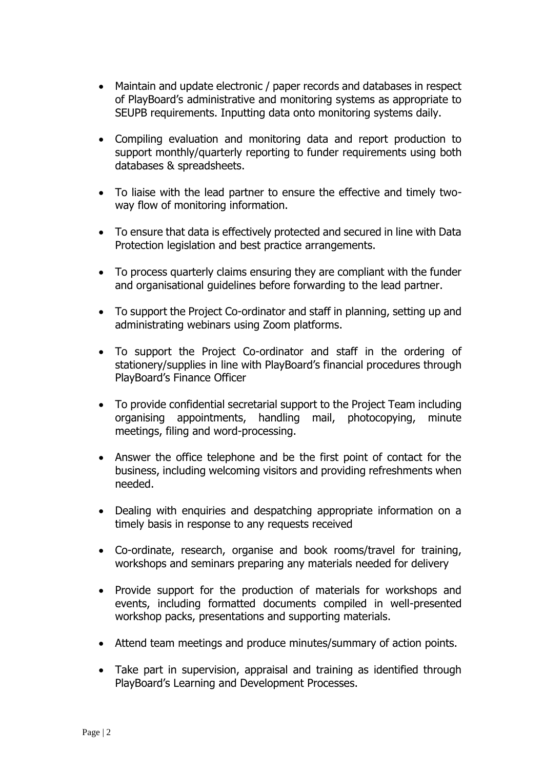- Maintain and update electronic / paper records and databases in respect of PlayBoard's administrative and monitoring systems as appropriate to SEUPB requirements. Inputting data onto monitoring systems daily.

- Compiling evaluation and monitoring data and report production to support monthly/quarterly reporting to funder requirements using both databases & spreadsheets.

- To liaise with the lead partner to ensure the effective and timely two-way flow of monitoring information.

- To ensure that data is effectively protected and secured in line with Data Protection legislation and best practice arrangements.

- To process quarterly claims ensuring they are compliant with the funder and organisational guidelines before forwarding to the lead partner.

- To support the Project Co-ordinator and staff in planning, setting up and administrating webinars using Zoom platforms.

- To support the Project Co-ordinator and staff in the ordering of stationery/supplies in line with PlayBoard's financial procedures through PlayBoard's Finance Officer

- To provide confidential secretarial support to the Project Team including organising appointments, handling mail, photocopying, minute meetings, filing and word-processing.

- Answer the office telephone and be the first point of contact for the business, including welcoming visitors and providing refreshments when needed.

- Dealing with enquiries and despatching appropriate information on a timely basis in response to any requests received

- Co-ordinate, research, organise and book rooms/travel for training, workshops and seminars preparing any materials needed for delivery

- Provide support for the production of materials for workshops and events, including formatted documents compiled in well-presented workshop packs, presentations and supporting materials.

- Attend team meetings and produce minutes/summary of action points.

- Take part in supervision, appraisal and training as identified through PlayBoard's Learning and Development Processes.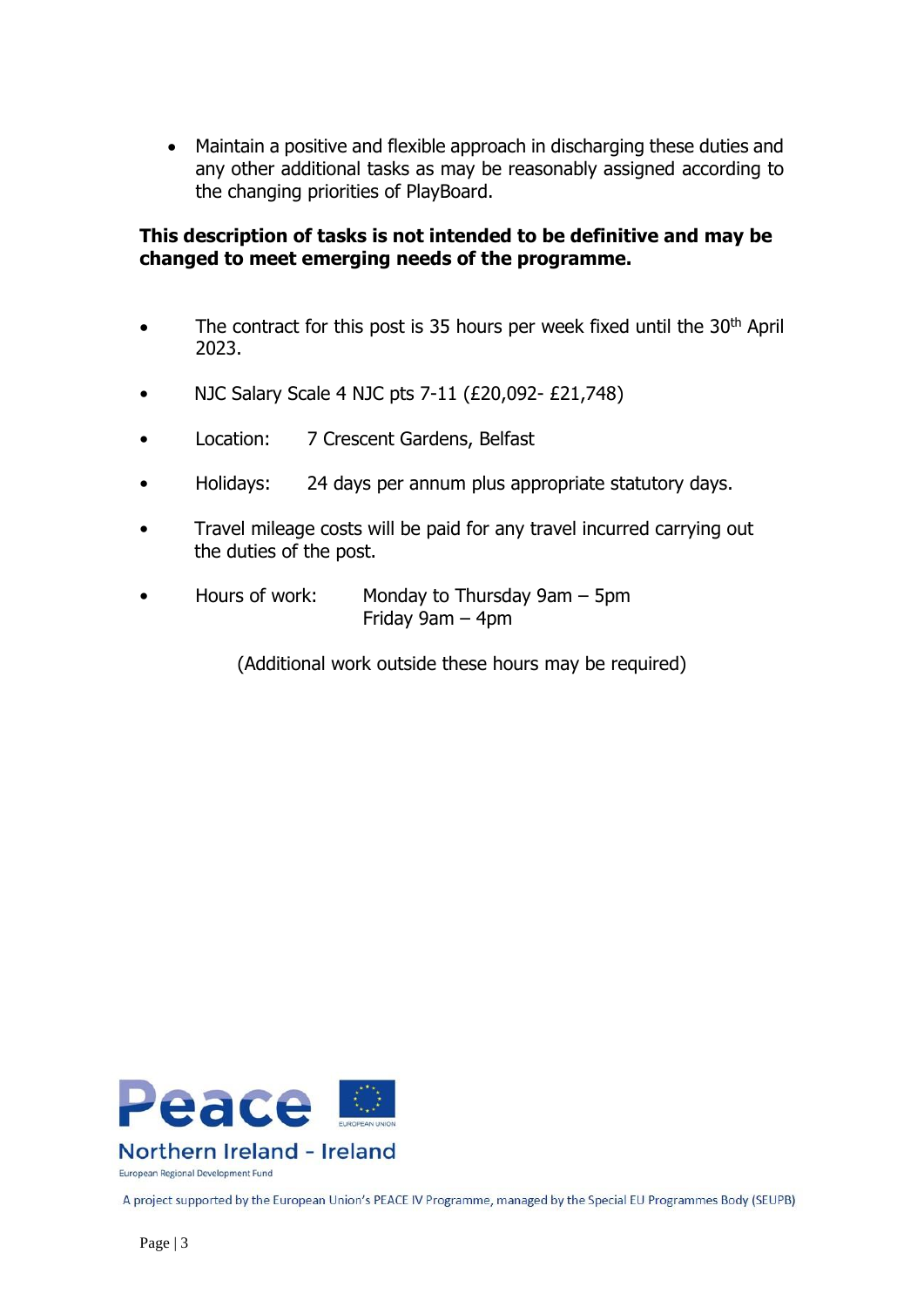- Maintain a positive and flexible approach in discharging these duties and any other additional tasks as may be reasonably assigned according to the changing priorities of PlayBoard.

**This description of tasks is not intended to be definitive and may be changed to meet emerging needs of the programme.**

- The contract for this post is 35 hours per week fixed until the 30th April 2023.
- NJC Salary Scale 4 NJC pts 7-11 (£20,092- £21,748)
- Location: 7 Crescent Gardens, Belfast
- Holidays: 24 days per annum plus appropriate statutory days.
- Travel mileage costs will be paid for any travel incurred carrying out the duties of the post.
- Hours of work: Monday to Thursday 9am – 5pm
  Friday 9am – 4pm

(Additional work outside these hours may be required)

Peace

EUROPEAN UNION

Northern Ireland - Ireland

European Regional Development Fund

A project supported by the European Union's PEACE IV Programme, managed by the Special EU Programmes Body (SEUPB)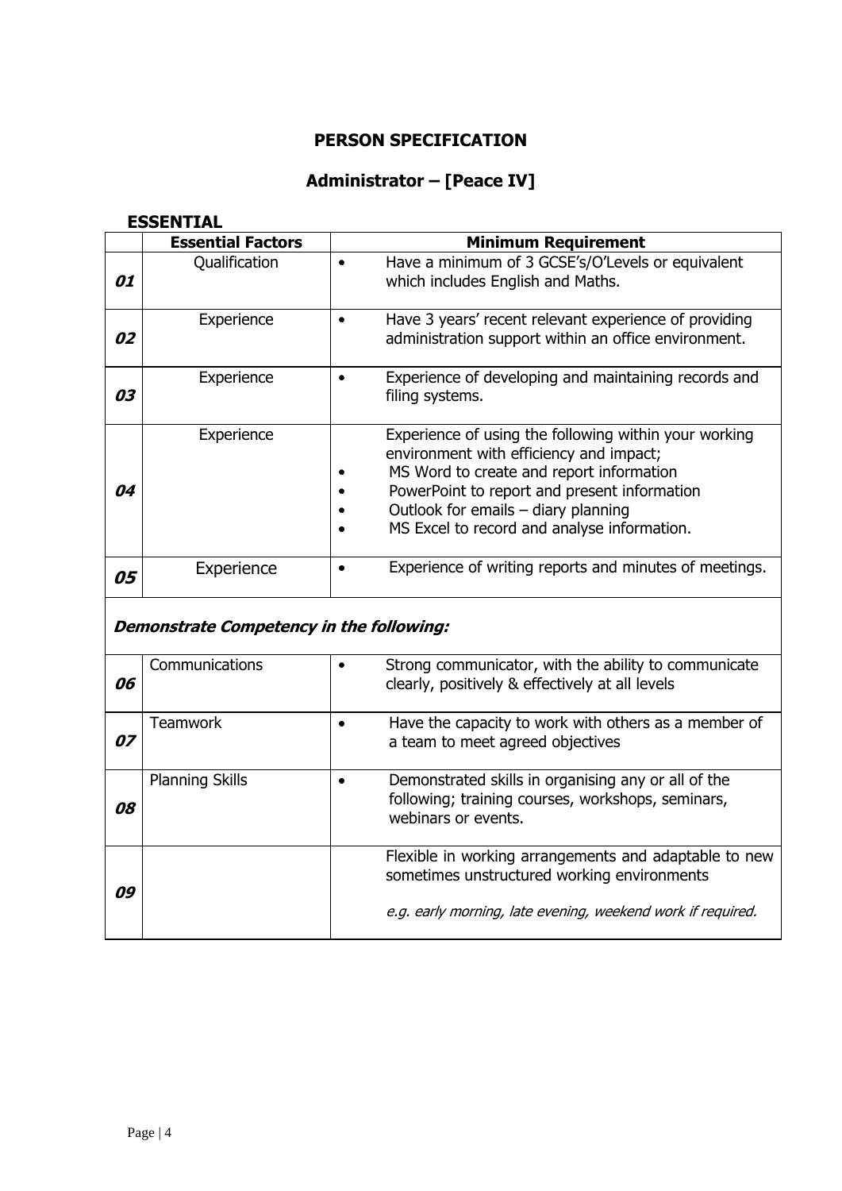# PERSON SPECIFICATION

## Administrator – [Peace IV]

### ESSENTIAL

| | Essential Factors | Minimum Requirement |
|---|---|---|
| ***01*** | Qualification | • Have a minimum of 3 GCSE's/O'Levels or equivalent which includes English and Maths. |
| ***02*** | Experience | • Have 3 years' recent relevant experience of providing administration support within an office environment. |
| ***03*** | Experience | • Experience of developing and maintaining records and filing systems. |
| ***04*** | Experience | Experience of using the following within your working environment with efficiency and impact;<br>• MS Word to create and report information<br>• PowerPoint to report and present information<br>• Outlook for emails – diary planning<br>• MS Excel to record and analyse information. |
| ***05*** | Experience | • Experience of writing reports and minutes of meetings. |
| ***Demonstrate Competency in the following:*** | | |
| ***06*** | Communications | • Strong communicator, with the ability to communicate clearly, positively & effectively at all levels |
| ***07*** | Teamwork | • Have the capacity to work with others as a member of a team to meet agreed objectives |
| ***08*** | Planning Skills | • Demonstrated skills in organising any or all of the following; training courses, workshops, seminars, webinars or events. |
| ***09*** | | Flexible in working arrangements and adaptable to new sometimes unstructured working environments<br><br>*e.g. early morning, late evening, weekend work if required.* |